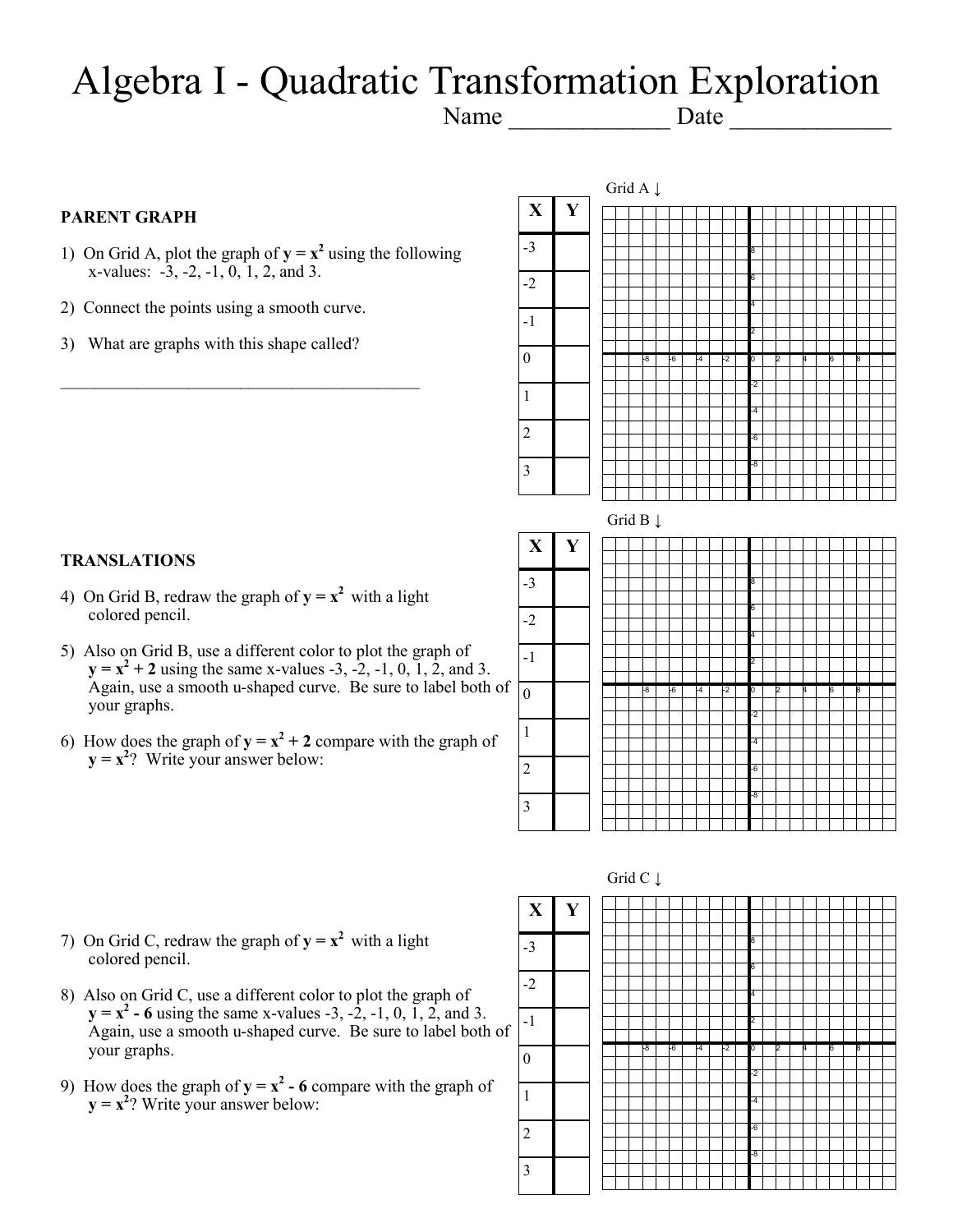# Algebra I - Quadratic Transformation Exploration

Name _____________ Date _____________

## PARENT GRAPH

1) On Grid A, plot the graph of $y = x^2$ using the following x-values: -3, -2, -1, 0, 1, 2, and 3.

2) Connect the points using a smooth curve.

3) What are graphs with this shape called?

___________________________________________

Grid A ↓

| X | Y |
|---|---|
| -3 | |
| -2 | |
| -1 | |
| 0 | |
| 1 | |
| 2 | |
| 3 | |

## TRANSLATIONS

4) On Grid B, redraw the graph of $y = x^2$ with a light colored pencil.

5) Also on Grid B, use a different color to plot the graph of $y = x^2 + 2$ using the same x-values -3, -2, -1, 0, 1, 2, and 3. Again, use a smooth u-shaped curve. Be sure to label both of your graphs.

6) How does the graph of $y = x^2 + 2$ compare with the graph of $y = x^2$? Write your answer below:

Grid B ↓

| X | Y |
|---|---|
| -3 | |
| -2 | |
| -1 | |
| 0 | |
| 1 | |
| 2 | |
| 3 | |

7) On Grid C, redraw the graph of $y = x^2$ with a light colored pencil.

8) Also on Grid C, use a different color to plot the graph of $y = x^2 - 6$ using the same x-values -3, -2, -1, 0, 1, 2, and 3. Again, use a smooth u-shaped curve. Be sure to label both of your graphs.

9) How does the graph of $y = x^2 - 6$ compare with the graph of $y = x^2$? Write your answer below:

Grid C ↓

| X | Y |
|---|---|
| -3 | |
| -2 | |
| -1 | |
| 0 | |
| 1 | |
| 2 | |
| 3 | |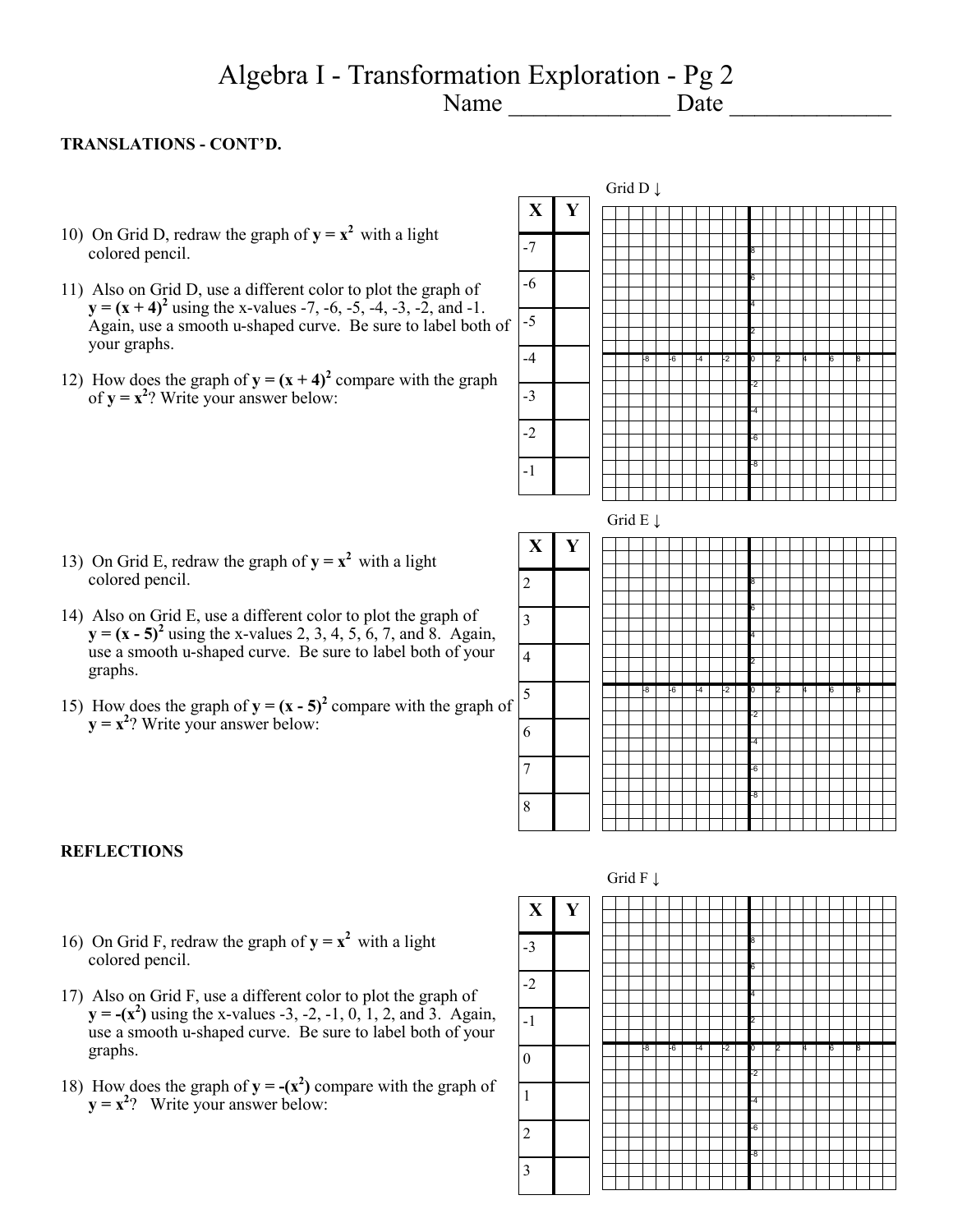# Algebra I - Transformation Exploration - Pg 2

Name _____________ Date _____________

**TRANSLATIONS - CONT'D.**

Grid D ↓

10) On Grid D, redraw the graph of $\mathbf{y = x^2}$ with a light colored pencil.

11) Also on Grid D, use a different color to plot the graph of $\mathbf{y = (x + 4)^2}$ using the x-values -7, -6, -5, -4, -3, -2, and -1. Again, use a smooth u-shaped curve. Be sure to label both of your graphs.

12) How does the graph of $\mathbf{y = (x + 4)^2}$ compare with the graph of $\mathbf{y = x^2}$? Write your answer below:

| X | Y |
|---|---|
| -7 | |
| -6 | |
| -5 | |
| -4 | |
| -3 | |
| -2 | |
| -1 | |

Grid E ↓

13) On Grid E, redraw the graph of $\mathbf{y = x^2}$ with a light colored pencil.

14) Also on Grid E, use a different color to plot the graph of $\mathbf{y = (x - 5)^2}$ using the x-values 2, 3, 4, 5, 6, 7, and 8. Again, use a smooth u-shaped curve. Be sure to label both of your graphs.

15) How does the graph of $\mathbf{y = (x - 5)^2}$ compare with the graph of $\mathbf{y = x^2}$? Write your answer below:

| X | Y |
|---|---|
| 2 | |
| 3 | |
| 4 | |
| 5 | |
| 6 | |
| 7 | |
| 8 | |

**REFLECTIONS**

Grid F ↓

16) On Grid F, redraw the graph of $\mathbf{y = x^2}$ with a light colored pencil.

17) Also on Grid F, use a different color to plot the graph of $\mathbf{y = -(x^2)}$ using the x-values -3, -2, -1, 0, 1, 2, and 3. Again, use a smooth u-shaped curve. Be sure to label both of your graphs.

18) How does the graph of $\mathbf{y = -(x^2)}$ compare with the graph of $\mathbf{y = x^2}$? Write your answer below:

| X | Y |
|---|---|
| -3 | |
| -2 | |
| -1 | |
| 0 | |
| 1 | |
| 2 | |
| 3 | |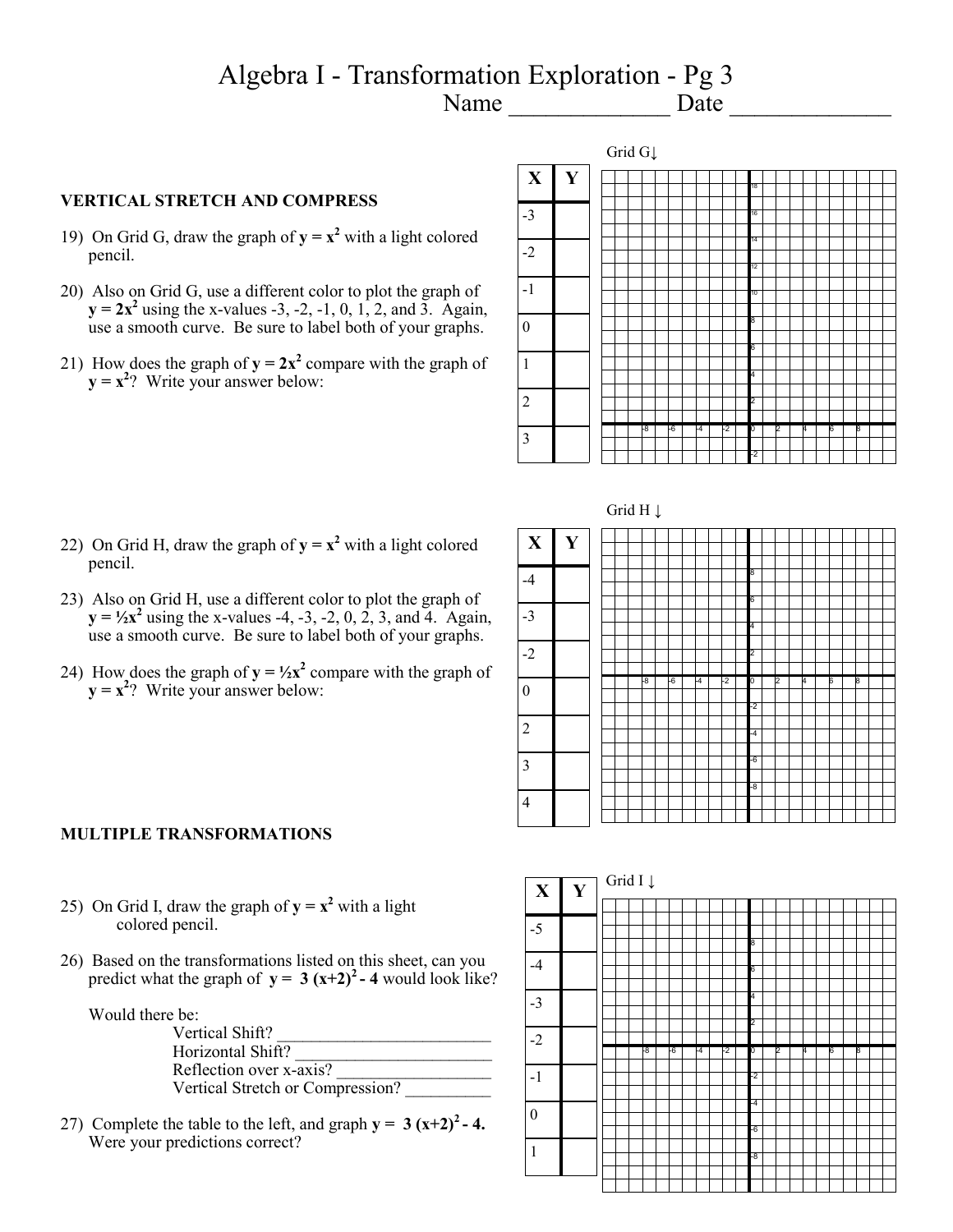# Algebra I - Transformation Exploration - Pg 3

Name _____________ Date _____________

### VERTICAL STRETCH AND COMPRESS

19) On Grid G, draw the graph of $\mathbf{y = x^2}$ with a light colored pencil.

20) Also on Grid G, use a different color to plot the graph of $\mathbf{y = 2x^2}$ using the x-values -3, -2, -1, 0, 1, 2, and 3. Again, use a smooth curve. Be sure to label both of your graphs.

21) How does the graph of $\mathbf{y = 2x^2}$ compare with the graph of $\mathbf{y = x^2}$? Write your answer below:

Grid G↓

| X | Y |
|---|---|
| -3 | |
| -2 | |
| -1 | |
| 0 | |
| 1 | |
| 2 | |
| 3 | |

22) On Grid H, draw the graph of $\mathbf{y = x^2}$ with a light colored pencil.

23) Also on Grid H, use a different color to plot the graph of $\mathbf{y = ½x^2}$ using the x-values -4, -3, -2, 0, 2, 3, and 4. Again, use a smooth curve. Be sure to label both of your graphs.

24) How does the graph of $\mathbf{y = ½x^2}$ compare with the graph of $\mathbf{y = x^2}$? Write your answer below:

Grid H ↓

| X | Y |
|---|---|
| -4 | |
| -3 | |
| -2 | |
| 0 | |
| 2 | |
| 3 | |
| 4 | |

### MULTIPLE TRANSFORMATIONS

25) On Grid I, draw the graph of $\mathbf{y = x^2}$ with a light colored pencil.

26) Based on the transformations listed on this sheet, can you predict what the graph of $\mathbf{y = 3(x+2)^2 - 4}$ would look like?

Would there be:

Vertical Shift? _________________________

Horizontal Shift? _______________________

Reflection over x-axis? __________________

Vertical Stretch or Compression? __________

27) Complete the table to the left, and graph $\mathbf{y = 3(x+2)^2 - 4}$. Were your predictions correct?

Grid I ↓

| X | Y |
|---|---|
| -5 | |
| -4 | |
| -3 | |
| -2 | |
| -1 | |
| 0 | |
| 1 | |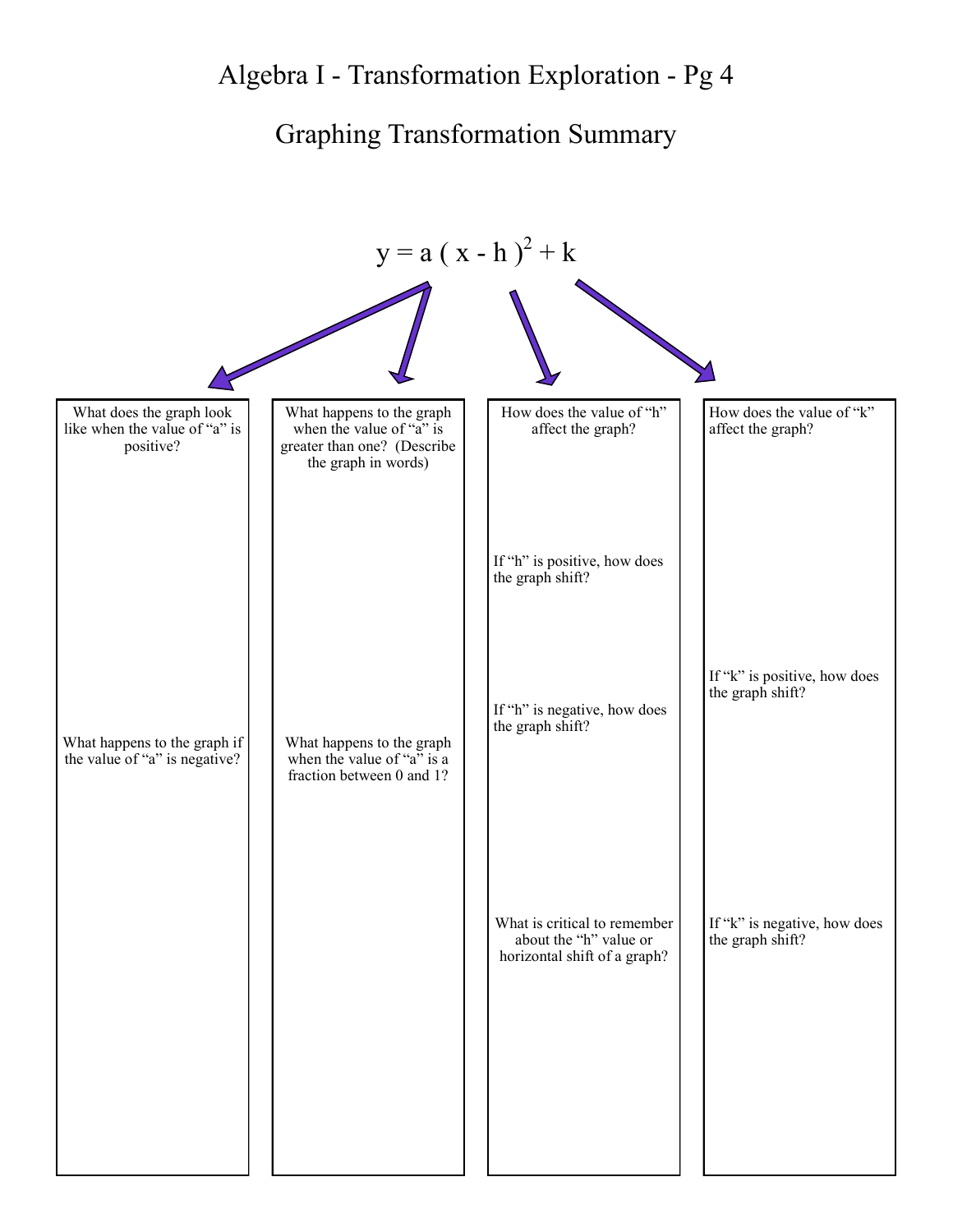# Algebra I - Transformation Exploration - Pg 4

## Graphing Transformation Summary

$$y = a(x - h)^2 + k$$

What does the graph look like when the value of "a" is positive?

What happens to the graph if the value of "a" is negative?

What happens to the graph when the value of "a" is greater than one? (Describe the graph in words)

What happens to the graph when the value of "a" is a fraction between 0 and 1?

How does the value of "h" affect the graph?

If "h" is positive, how does the graph shift?

If "h" is negative, how does the graph shift?

What is critical to remember about the "h" value or horizontal shift of a graph?

How does the value of "k" affect the graph?

If "k" is positive, how does the graph shift?

If "k" is negative, how does the graph shift?